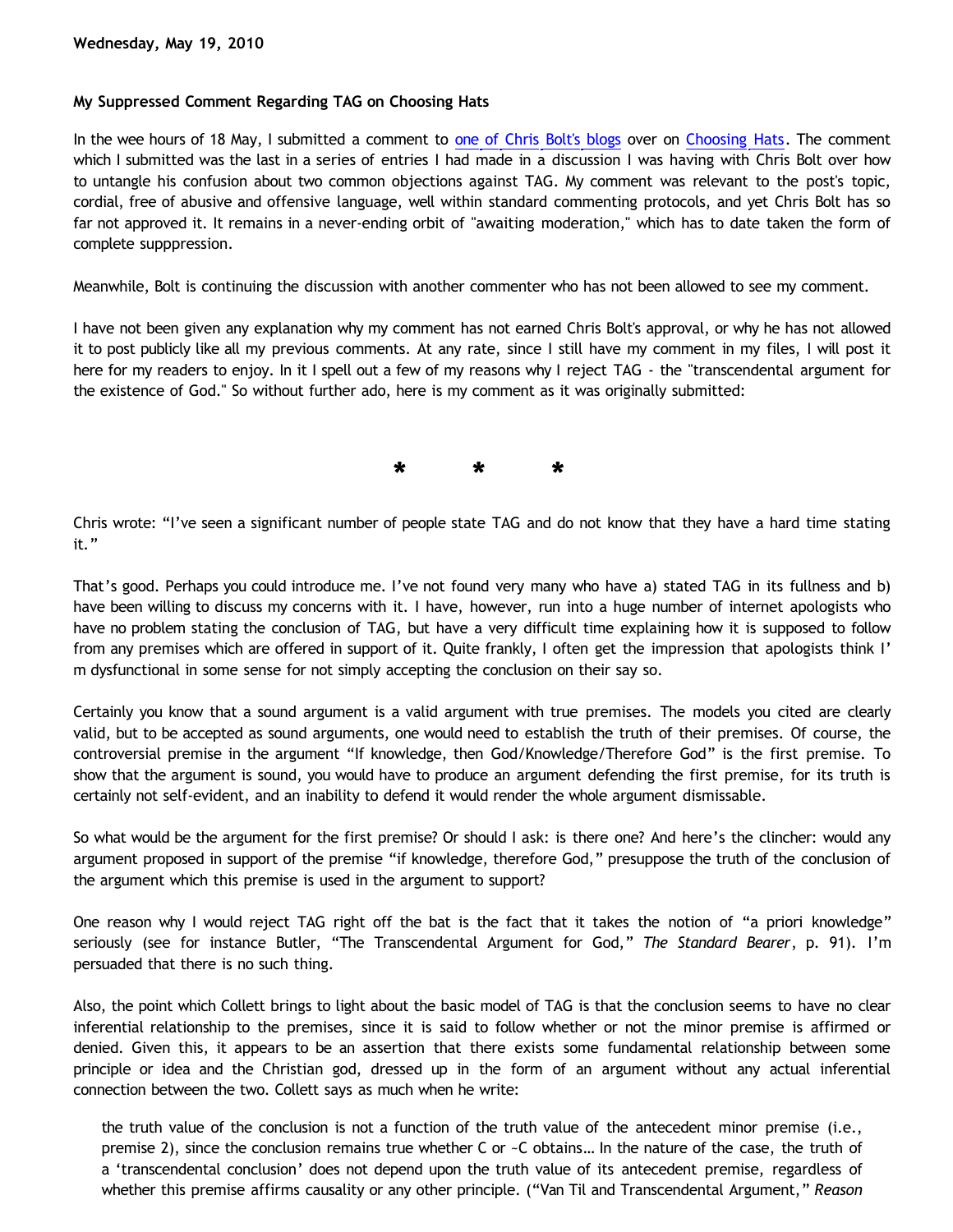**Wednesday, May 19, 2010**

**My Suppressed Comment Regarding TAG on Choosing Hats**

In the wee hours of 18 May, I submitted a comment to one of Chris Bolt's blogs over on Choosing Hats. The comment which I submitted was the last in a series of entries I had made in a discussion I was having with Chris Bolt over how to untangle his confusion about two common objections against TAG. My comment was relevant to the post's topic, cordial, free of abusive and offensive language, well within standard commenting protocols, and yet Chris Bolt has so far not approved it. It remains in a never-ending orbit of "awaiting moderation," which has to date taken the form of complete supppression.

Meanwhile, Bolt is continuing the discussion with another commenter who has not been allowed to see my comment.

I have not been given any explanation why my comment has not earned Chris Bolt's approval, or why he has not allowed it to post publicly like all my previous comments. At any rate, since I still have my comment in my files, I will post it here for my readers to enjoy. In it I spell out a few of my reasons why I reject TAG - the "transcendental argument for the existence of God." So without further ado, here is my comment as it was originally submitted:

\* \* \*

Chris wrote: "I've seen a significant number of people state TAG and do not know that they have a hard time stating it."

That's good. Perhaps you could introduce me. I've not found very many who have a) stated TAG in its fullness and b) have been willing to discuss my concerns with it. I have, however, run into a huge number of internet apologists who have no problem stating the conclusion of TAG, but have a very difficult time explaining how it is supposed to follow from any premises which are offered in support of it. Quite frankly, I often get the impression that apologists think I'm dysfunctional in some sense for not simply accepting the conclusion on their say so.

Certainly you know that a sound argument is a valid argument with true premises. The models you cited are clearly valid, but to be accepted as sound arguments, one would need to establish the truth of their premises. Of course, the controversial premise in the argument "If knowledge, then God/Knowledge/Therefore God" is the first premise. To show that the argument is sound, you would have to produce an argument defending the first premise, for its truth is certainly not self-evident, and an inability to defend it would render the whole argument dismissable.

So what would be the argument for the first premise? Or should I ask: is there one? And here's the clincher: would any argument proposed in support of the premise "if knowledge, therefore God," presuppose the truth of the conclusion of the argument which this premise is used in the argument to support?

One reason why I would reject TAG right off the bat is the fact that it takes the notion of "a priori knowledge" seriously (see for instance Butler, "The Transcendental Argument for God," *The Standard Bearer*, p. 91). I'm persuaded that there is no such thing.

Also, the point which Collett brings to light about the basic model of TAG is that the conclusion seems to have no clear inferential relationship to the premises, since it is said to follow whether or not the minor premise is affirmed or denied. Given this, it appears to be an assertion that there exists some fundamental relationship between some principle or idea and the Christian god, dressed up in the form of an argument without any actual inferential connection between the two. Collett says as much when he write:

> the truth value of the conclusion is not a function of the truth value of the antecedent minor premise (i.e., premise 2), since the conclusion remains true whether C or ~C obtains… In the nature of the case, the truth of a 'transcendental conclusion' does not depend upon the truth value of its antecedent premise, regardless of whether this premise affirms causality or any other principle. ("Van Til and Transcendental Argument," *Reason*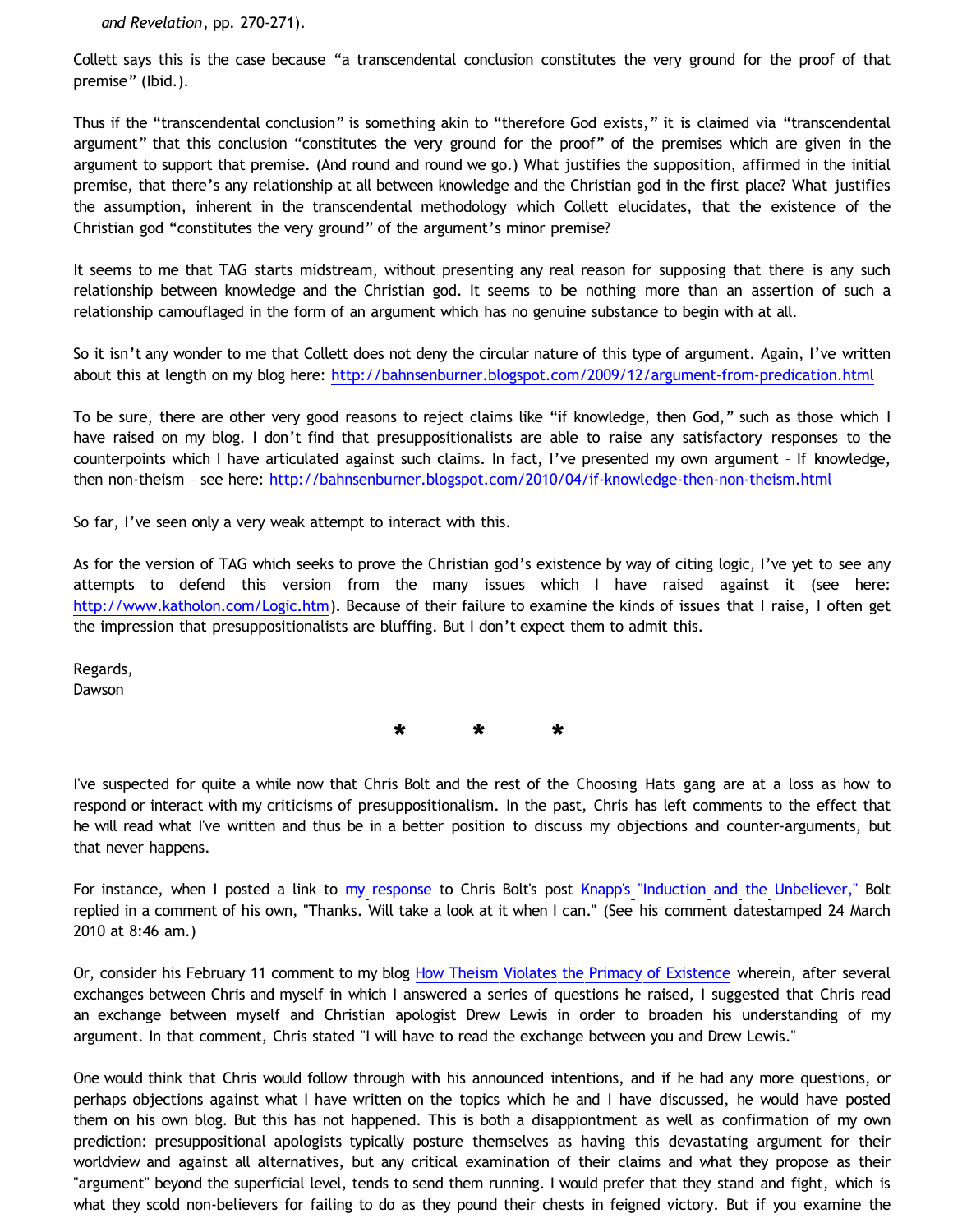*and Revelation*, pp. 270-271).

Collett says this is the case because “a transcendental conclusion constitutes the very ground for the proof of that premise” (Ibid.).

Thus if the “transcendental conclusion” is something akin to “therefore God exists,” it is claimed via “transcendental argument” that this conclusion “constitutes the very ground for the proof” of the premises which are given in the argument to support that premise. (And round and round we go.) What justifies the supposition, affirmed in the initial premise, that there’s any relationship at all between knowledge and the Christian god in the first place? What justifies the assumption, inherent in the transcendental methodology which Collett elucidates, that the existence of the Christian god “constitutes the very ground” of the argument’s minor premise?

It seems to me that TAG starts midstream, without presenting any real reason for supposing that there is any such relationship between knowledge and the Christian god. It seems to be nothing more than an assertion of such a relationship camouflaged in the form of an argument which has no genuine substance to begin with at all.

So it isn’t any wonder to me that Collett does not deny the circular nature of this type of argument. Again, I’ve written about this at length on my blog here: http://bahnsenburner.blogspot.com/2009/12/argument-from-predication.html

To be sure, there are other very good reasons to reject claims like “if knowledge, then God,” such as those which I have raised on my blog. I don’t find that presuppositionalists are able to raise any satisfactory responses to the counterpoints which I have articulated against such claims. In fact, I’ve presented my own argument – If knowledge, then non-theism – see here: http://bahnsenburner.blogspot.com/2010/04/if-knowledge-then-non-theism.html

So far, I’ve seen only a very weak attempt to interact with this.

As for the version of TAG which seeks to prove the Christian god’s existence by way of citing logic, I’ve yet to see any attempts to defend this version from the many issues which I have raised against it (see here: http://www.katholon.com/Logic.htm). Because of their failure to examine the kinds of issues that I raise, I often get the impression that presuppositionalists are bluffing. But I don’t expect them to admit this.

Regards,
Dawson

\* \* \*

I've suspected for quite a while now that Chris Bolt and the rest of the Choosing Hats gang are at a loss as how to respond or interact with my criticisms of presuppositionalism. In the past, Chris has left comments to the effect that he will read what I've written and thus be in a better position to discuss my objections and counter-arguments, but that never happens.

For instance, when I posted a link to my response to Chris Bolt's post Knapp's "Induction and the Unbeliever," Bolt replied in a comment of his own, "Thanks. Will take a look at it when I can." (See his comment datestamped 24 March 2010 at 8:46 am.)

Or, consider his February 11 comment to my blog How Theism Violates the Primacy of Existence wherein, after several exchanges between Chris and myself in which I answered a series of questions he raised, I suggested that Chris read an exchange between myself and Christian apologist Drew Lewis in order to broaden his understanding of my argument. In that comment, Chris stated "I will have to read the exchange between you and Drew Lewis."

One would think that Chris would follow through with his announced intentions, and if he had any more questions, or perhaps objections against what I have written on the topics which he and I have discussed, he would have posted them on his own blog. But this has not happened. This is both a disappointment as well as confirmation of my own prediction: presuppositional apologists typically posture themselves as having this devastating argument for their worldview and against all alternatives, but any critical examination of their claims and what they propose as their "argument" beyond the superficial level, tends to send them running. I would prefer that they stand and fight, which is what they scold non-believers for failing to do as they pound their chests in feigned victory. But if you examine the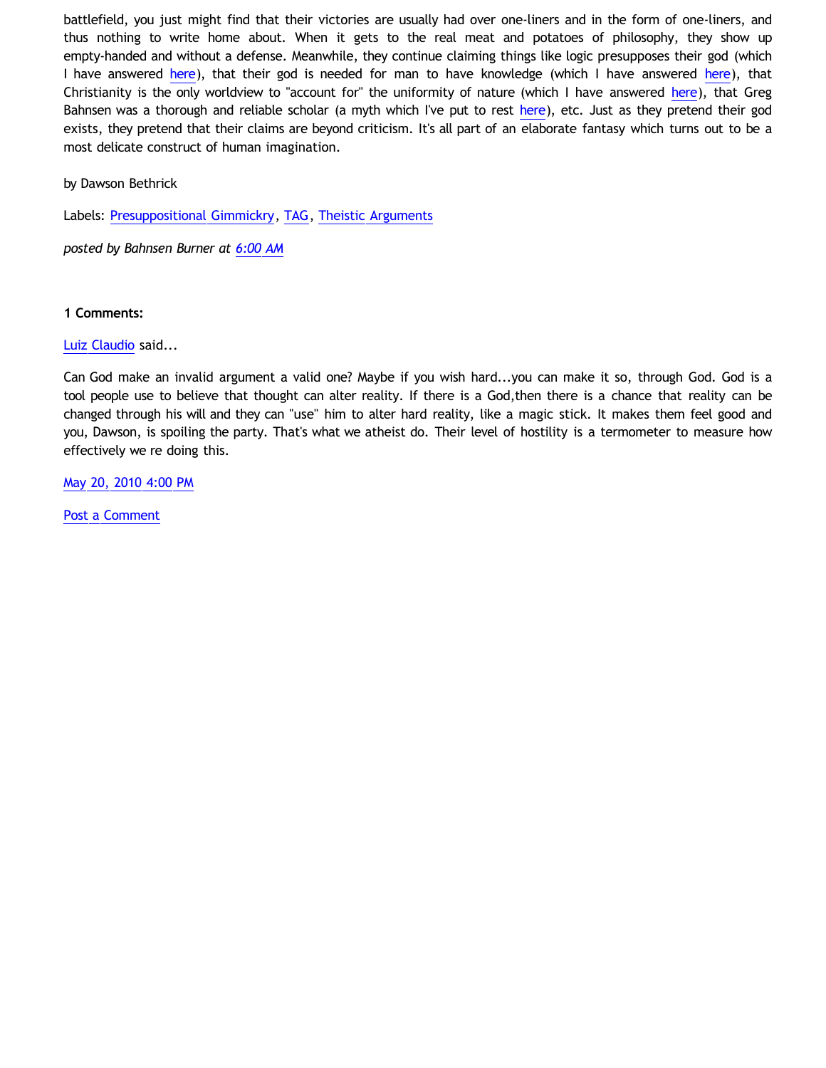battlefield, you just might find that their victories are usually had over one-liners and in the form of one-liners, and thus nothing to write home about. When it gets to the real meat and potatoes of philosophy, they show up empty-handed and without a defense. Meanwhile, they continue claiming things like logic presupposes their god (which I have answered here), that their god is needed for man to have knowledge (which I have answered here), that Christianity is the only worldview to "account for" the uniformity of nature (which I have answered here), that Greg Bahnsen was a thorough and reliable scholar (a myth which I've put to rest here), etc. Just as they pretend their god exists, they pretend that their claims are beyond criticism. It's all part of an elaborate fantasy which turns out to be a most delicate construct of human imagination.

by Dawson Bethrick

Labels: Presuppositional Gimmickry, TAG, Theistic Arguments

*posted by Bahnsen Burner at 6:00 AM*

**1 Comments:**

Luiz Claudio said...

Can God make an invalid argument a valid one? Maybe if you wish hard...you can make it so, through God. God is a tool people use to believe that thought can alter reality. If there is a God,then there is a chance that reality can be changed through his will and they can "use" him to alter hard reality, like a magic stick. It makes them feel good and you, Dawson, is spoiling the party. That's what we atheist do. Their level of hostility is a termometer to measure how effectively we re doing this.

May 20, 2010 4:00 PM

Post a Comment